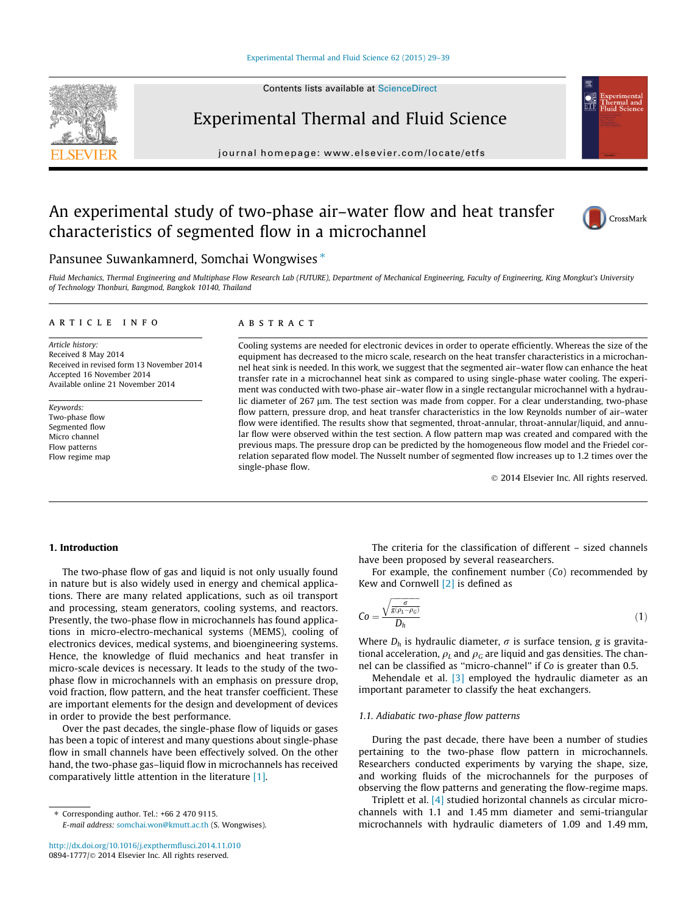# An experimental study of two-phase air–water flow and heat transfer characteristics of segmented flow in a microchannel

Pansunee Suwankamnerd, Somchai Wongwises *

Fluid Mechanics, Thermal Engineering and Multiphase Flow Research Lab (FUTURE), Department of Mechanical Engineering, Faculty of Engineering, King Mongkut's University of Technology Thonburi, Bangmod, Bangkok 10140, Thailand

## ARTICLE INFO

*Article history:*
Received 8 May 2014
Received in revised form 13 November 2014
Accepted 16 November 2014
Available online 21 November 2014

*Keywords:*
Two-phase flow
Segmented flow
Micro channel
Flow patterns
Flow regime map

## ABSTRACT

Cooling systems are needed for electronic devices in order to operate efficiently. Whereas the size of the equipment has decreased to the micro scale, research on the heat transfer characteristics in a microchannel heat sink is needed. In this work, we suggest that the segmented air–water flow can enhance the heat transfer rate in a microchannel heat sink as compared to using single-phase water cooling. The experiment was conducted with two-phase air–water flow in a single rectangular microchannel with a hydraulic diameter of 267 μm. The test section was made from copper. For a clear understanding, two-phase flow pattern, pressure drop, and heat transfer characteristics in the low Reynolds number of air–water flow were identified. The results show that segmented, throat-annular, throat-annular/liquid, and annular flow were observed within the test section. A flow pattern map was created and compared with the previous maps. The pressure drop can be predicted by the homogeneous flow model and the Friedel correlation separated flow model. The Nusselt number of segmented flow increases up to 1.2 times over the single-phase flow.

© 2014 Elsevier Inc. All rights reserved.

## 1. Introduction

The two-phase flow of gas and liquid is not only usually found in nature but is also widely used in energy and chemical applications. There are many related applications, such as oil transport and processing, steam generators, cooling systems, and reactors. Presently, the two-phase flow in microchannels has found applications in micro-electro-mechanical systems (MEMS), cooling of electronics devices, medical systems, and bioengineering systems. Hence, the knowledge of fluid mechanics and heat transfer in micro-scale devices is necessary. It leads to the study of the two-phase flow in microchannels with an emphasis on pressure drop, void fraction, flow pattern, and the heat transfer coefficient. These are important elements for the design and development of devices in order to provide the best performance.

Over the past decades, the single-phase flow of liquids or gases has been a topic of interest and many questions about single-phase flow in small channels have been effectively solved. On the other hand, the two-phase gas–liquid flow in microchannels has received comparatively little attention in the literature [1].

The criteria for the classification of different – sized channels have been proposed by several reasearchers.

For example, the confinement number ($Co$) recommended by Kew and Cornwell [2] is defined as

$$Co = \frac{\sqrt{\frac{\sigma}{g(\rho_L - \rho_G)}}}{D_h} \tag{1}$$

Where $D_h$ is hydraulic diameter, $\sigma$ is surface tension, $g$ is gravitational acceleration, $\rho_L$ and $\rho_G$ are liquid and gas densities. The channel can be classified as "micro-channel" if $Co$ is greater than 0.5.

Mehendale et al. [3] employed the hydraulic diameter as an important parameter to classify the heat exchangers.

### 1.1. Adiabatic two-phase flow patterns

During the past decade, there have been a number of studies pertaining to the two-phase flow pattern in microchannels. Researchers conducted experiments by varying the shape, size, and working fluids of the microchannels for the purposes of observing the flow patterns and generating the flow-regime maps.

Triplett et al. [4] studied horizontal channels as circular microchannels with 1.1 and 1.45 mm diameter and semi-triangular microchannels with hydraulic diameters of 1.09 and 1.49 mm,

* Corresponding author. Tel.: +66 2 470 9115.
E-mail address: somchai.won@kmutt.ac.th (S. Wongwises).

http://dx.doi.org/10.1016/j.expthermflusci.2014.11.010
0894-1777/© 2014 Elsevier Inc. All rights reserved.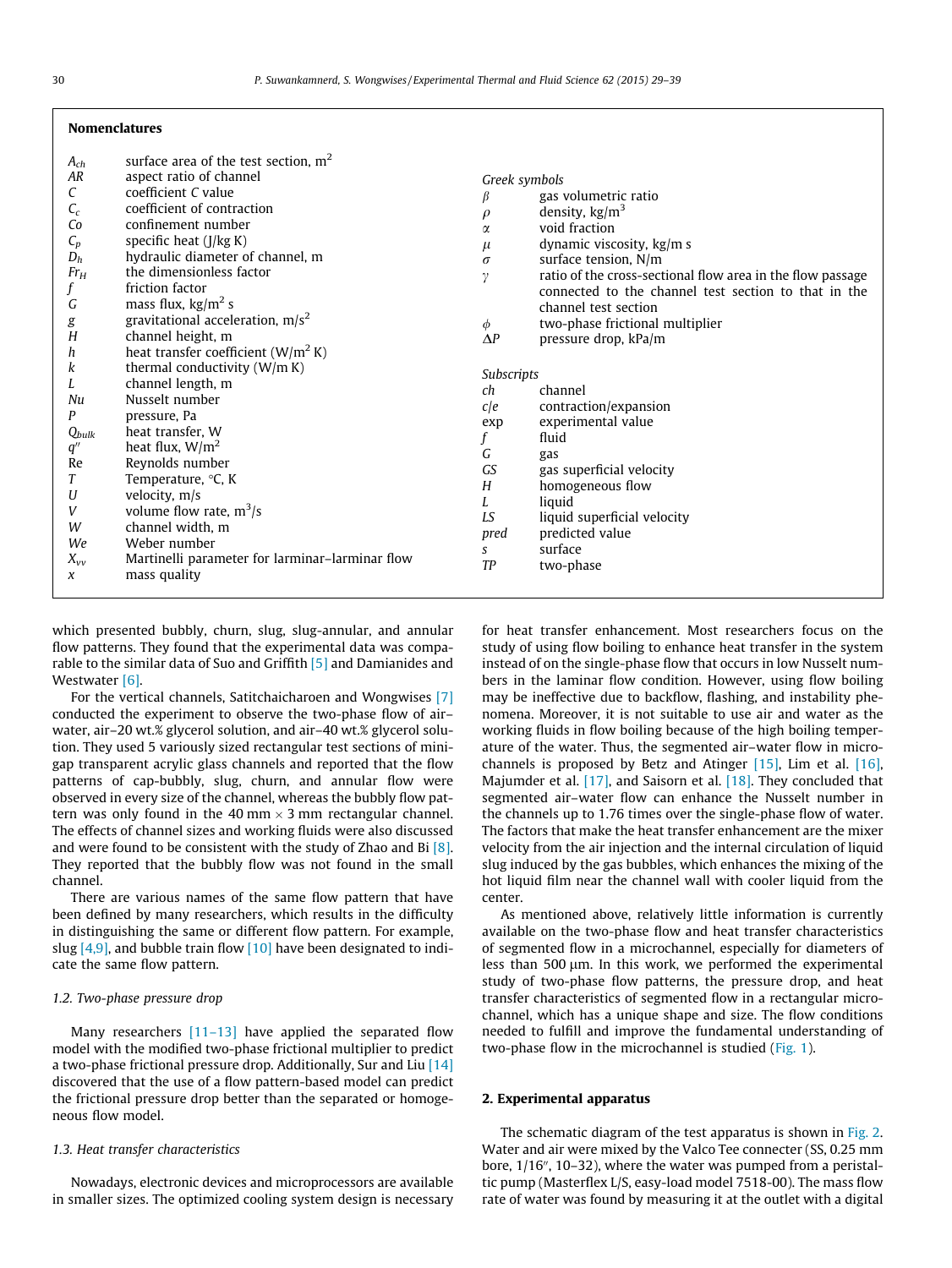## Nomenclatures

| | |
|---|---|
| $A_{ch}$ | surface area of the test section, m$^2$ |
| $AR$ | aspect ratio of channel |
| $C$ | coefficient $C$ value |
| $C_c$ | coefficient of contraction |
| $Co$ | confinement number |
| $C_p$ | specific heat (J/kg K) |
| $D_h$ | hydraulic diameter of channel, m |
| $Fr_H$ | the dimensionless factor |
| $f$ | friction factor |
| $G$ | mass flux, kg/m$^2$ s |
| $g$ | gravitational acceleration, m/s$^2$ |
| $H$ | channel height, m |
| $h$ | heat transfer coefficient (W/m$^2$ K) |
| $k$ | thermal conductivity (W/m K) |
| $L$ | channel length, m |
| $Nu$ | Nusselt number |
| $P$ | pressure, Pa |
| $Q_{bulk}$ | heat transfer, W |
| $q''$ | heat flux, W/m$^2$ |
| Re | Reynolds number |
| $T$ | Temperature, °C, K |
| $U$ | velocity, m/s |
| $V$ | volume flow rate, m$^3$/s |
| $W$ | channel width, m |
| $We$ | Weber number |
| $X_{vv}$ | Martinelli parameter for larminar–laminar flow |
| $x$ | mass quality |

*Greek symbols*

| | |
|---|---|
| $\beta$ | gas volumetric ratio |
| $\rho$ | density, kg/m$^3$ |
| $\alpha$ | void fraction |
| $\mu$ | dynamic viscosity, kg/m s |
| $\sigma$ | surface tension, N/m |
| $\gamma$ | ratio of the cross-sectional flow area in the flow passage connected to the channel test section to that in the channel test section |
| $\phi$ | two-phase frictional multiplier |
| $\Delta P$ | pressure drop, kPa/m |

*Subscripts*

| | |
|---|---|
| $ch$ | channel |
| $c/e$ | contraction/expansion |
| exp | experimental value |
| $f$ | fluid |
| $G$ | gas |
| $GS$ | gas superficial velocity |
| $H$ | homogeneous flow |
| $L$ | liquid |
| $LS$ | liquid superficial velocity |
| $pred$ | predicted value |
| $s$ | surface |
| $TP$ | two-phase |

which presented bubbly, churn, slug, slug-annular, and annular flow patterns. They found that the experimental data was comparable to the similar data of Suo and Griffith [5] and Damianides and Westwater [6].

For the vertical channels, Satitchaicharoen and Wongwises [7] conducted the experiment to observe the two-phase flow of air–water, air–20 wt.% glycerol solution, and air–40 wt.% glycerol solution. They used 5 variously sized rectangular test sections of mini-gap transparent acrylic glass channels and reported that the flow patterns of cap-bubbly, slug, churn, and annular flow were observed in every size of the channel, whereas the bubbly flow pattern was only found in the 40 mm × 3 mm rectangular channel. The effects of channel sizes and working fluids were also discussed and were found to be consistent with the study of Zhao and Bi [8]. They reported that the bubbly flow was not found in the small channel.

There are various names of the same flow pattern that have been defined by many researchers, which results in the difficulty in distinguishing the same or different flow pattern. For example, slug [4,9], and bubble train flow [10] have been designated to indicate the same flow pattern.

### 1.2. Two-phase pressure drop

Many researchers [11–13] have applied the separated flow model with the modified two-phase frictional multiplier to predict a two-phase frictional pressure drop. Additionally, Sur and Liu [14] discovered that the use of a flow pattern-based model can predict the frictional pressure drop better than the separated or homogeneous flow model.

### 1.3. Heat transfer characteristics

Nowadays, electronic devices and microprocessors are available in smaller sizes. The optimized cooling system design is necessary for heat transfer enhancement. Most researchers focus on the study of using flow boiling to enhance heat transfer in the system instead of on the single-phase flow that occurs in low Nusselt numbers in the laminar flow condition. However, using flow boiling may be ineffective due to backflow, flashing, and instability phenomena. Moreover, it is not suitable to use air and water as the working fluids in flow boiling because of the high boiling temperature of the water. Thus, the segmented air–water flow in microchannels is proposed by Betz and Atinger [15], Lim et al. [16], Majumder et al. [17], and Saisorn et al. [18]. They concluded that segmented air–water flow can enhance the Nusselt number in the channels up to 1.76 times over the single-phase flow of water. The factors that make the heat transfer enhancement are the mixer velocity from the air injection and the internal circulation of liquid slug induced by the gas bubbles, which enhances the mixing of the hot liquid film near the channel wall with cooler liquid from the center.

As mentioned above, relatively little information is currently available on the two-phase flow and heat transfer characteristics of segmented flow in a microchannel, especially for diameters of less than 500 μm. In this work, we performed the experimental study of two-phase flow patterns, the pressure drop, and heat transfer characteristics of segmented flow in a rectangular microchannel, which has a unique shape and size. The flow conditions needed to fulfill and improve the fundamental understanding of two-phase flow in the microchannel is studied (Fig. 1).

## 2. Experimental apparatus

The schematic diagram of the test apparatus is shown in Fig. 2. Water and air were mixed by the Valco Tee connecter (SS, 0.25 mm bore, 1/16″, 10–32), where the water was pumped from a peristaltic pump (Masterflex L/S, easy-load model 7518-00). The mass flow rate of water was found by measuring it at the outlet with a digital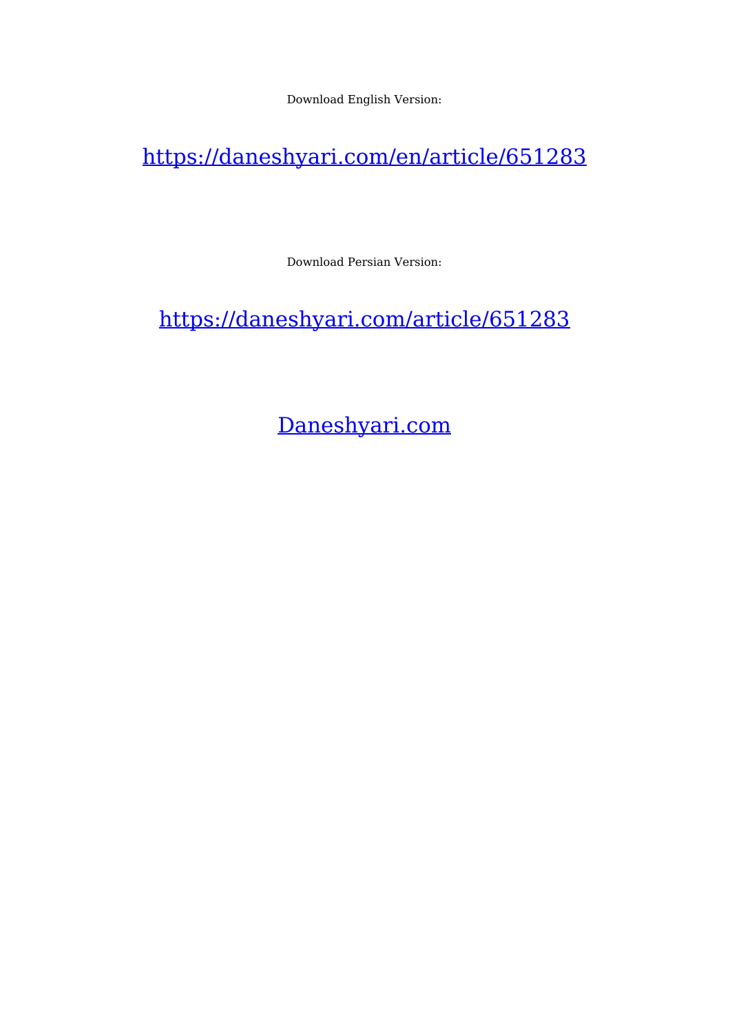Download English Version:

https://daneshyari.com/en/article/651283

Download Persian Version:

https://daneshyari.com/article/651283

Daneshyari.com